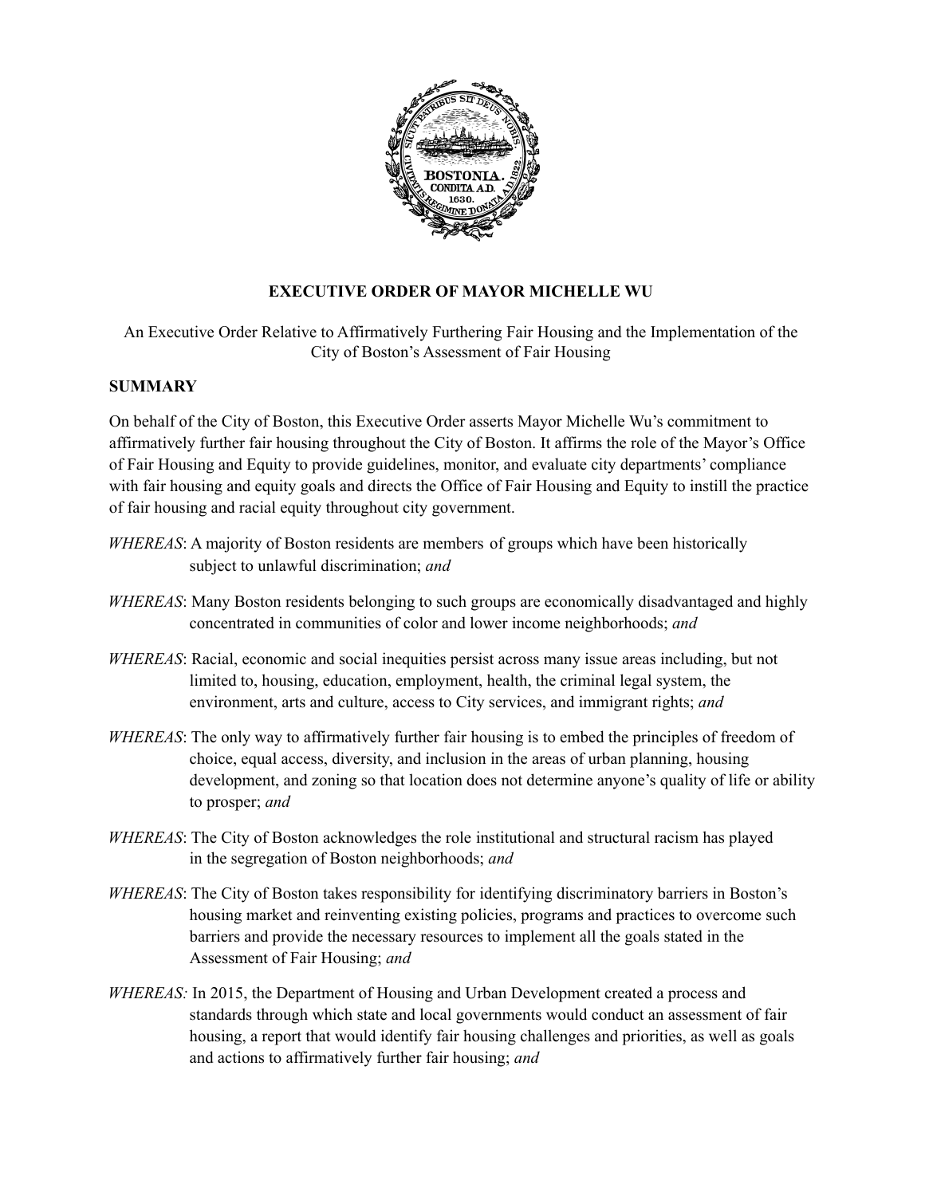**EXECUTIVE ORDER OF MAYOR MICHELLE WU**

An Executive Order Relative to Affirmatively Furthering Fair Housing and the Implementation of the City of Boston's Assessment of Fair Housing

## SUMMARY

On behalf of the City of Boston, this Executive Order asserts Mayor Michelle Wu's commitment to affirmatively further fair housing throughout the City of Boston. It affirms the role of the Mayor's Office of Fair Housing and Equity to provide guidelines, monitor, and evaluate city departments' compliance with fair housing and equity goals and directs the Office of Fair Housing and Equity to instill the practice of fair housing and racial equity throughout city government.

*WHEREAS*: A majority of Boston residents are members of groups which have been historically subject to unlawful discrimination; *and*

*WHEREAS*: Many Boston residents belonging to such groups are economically disadvantaged and highly concentrated in communities of color and lower income neighborhoods; *and*

*WHEREAS*: Racial, economic and social inequities persist across many issue areas including, but not limited to, housing, education, employment, health, the criminal legal system, the environment, arts and culture, access to City services, and immigrant rights; *and*

*WHEREAS*: The only way to affirmatively further fair housing is to embed the principles of freedom of choice, equal access, diversity, and inclusion in the areas of urban planning, housing development, and zoning so that location does not determine anyone's quality of life or ability to prosper; *and*

*WHEREAS*: The City of Boston acknowledges the role institutional and structural racism has played in the segregation of Boston neighborhoods; *and*

*WHEREAS*: The City of Boston takes responsibility for identifying discriminatory barriers in Boston's housing market and reinventing existing policies, programs and practices to overcome such barriers and provide the necessary resources to implement all the goals stated in the Assessment of Fair Housing; *and*

*WHEREAS:* In 2015, the Department of Housing and Urban Development created a process and standards through which state and local governments would conduct an assessment of fair housing, a report that would identify fair housing challenges and priorities, as well as goals and actions to affirmatively further fair housing; *and*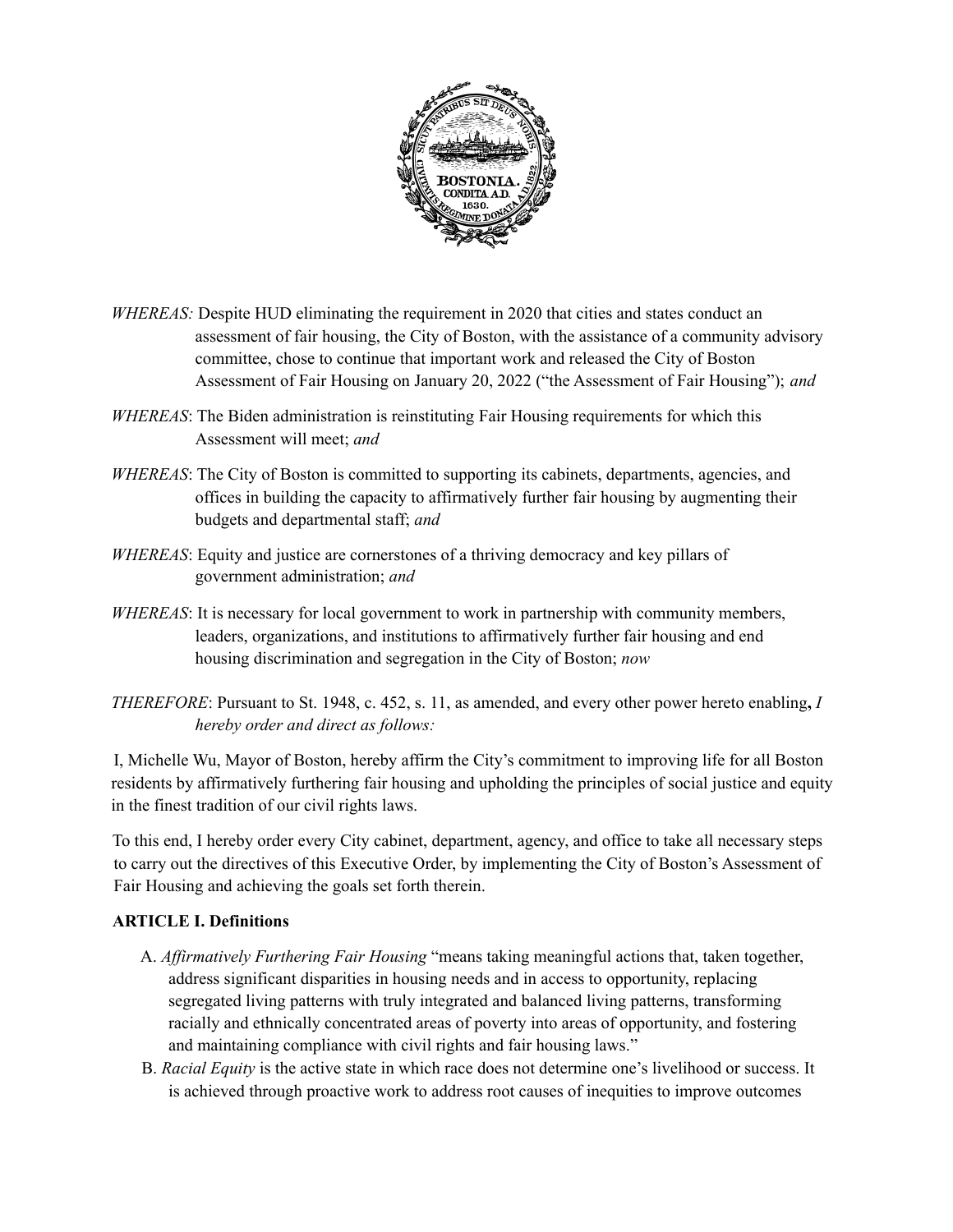*WHEREAS:* Despite HUD eliminating the requirement in 2020 that cities and states conduct an assessment of fair housing, the City of Boston, with the assistance of a community advisory committee, chose to continue that important work and released the City of Boston Assessment of Fair Housing on January 20, 2022 ("the Assessment of Fair Housing"); *and*

*WHEREAS*: The Biden administration is reinstituting Fair Housing requirements for which this Assessment will meet; *and*

*WHEREAS*: The City of Boston is committed to supporting its cabinets, departments, agencies, and offices in building the capacity to affirmatively further fair housing by augmenting their budgets and departmental staff; *and*

*WHEREAS*: Equity and justice are cornerstones of a thriving democracy and key pillars of government administration; *and*

*WHEREAS*: It is necessary for local government to work in partnership with community members, leaders, organizations, and institutions to affirmatively further fair housing and end housing discrimination and segregation in the City of Boston; *now*

*THEREFORE*: Pursuant to St. 1948, c. 452, s. 11, as amended, and every other power hereto enabling**,** *I hereby order and direct as follows:*

I, Michelle Wu, Mayor of Boston, hereby affirm the City's commitment to improving life for all Boston residents by affirmatively furthering fair housing and upholding the principles of social justice and equity in the finest tradition of our civil rights laws.

To this end, I hereby order every City cabinet, department, agency, and office to take all necessary steps to carry out the directives of this Executive Order, by implementing the City of Boston's Assessment of Fair Housing and achieving the goals set forth therein.

**ARTICLE I. Definitions**

A. *Affirmatively Furthering Fair Housing* "means taking meaningful actions that, taken together, address significant disparities in housing needs and in access to opportunity, replacing segregated living patterns with truly integrated and balanced living patterns, transforming racially and ethnically concentrated areas of poverty into areas of opportunity, and fostering and maintaining compliance with civil rights and fair housing laws."

B. *Racial Equity* is the active state in which race does not determine one's livelihood or success. It is achieved through proactive work to address root causes of inequities to improve outcomes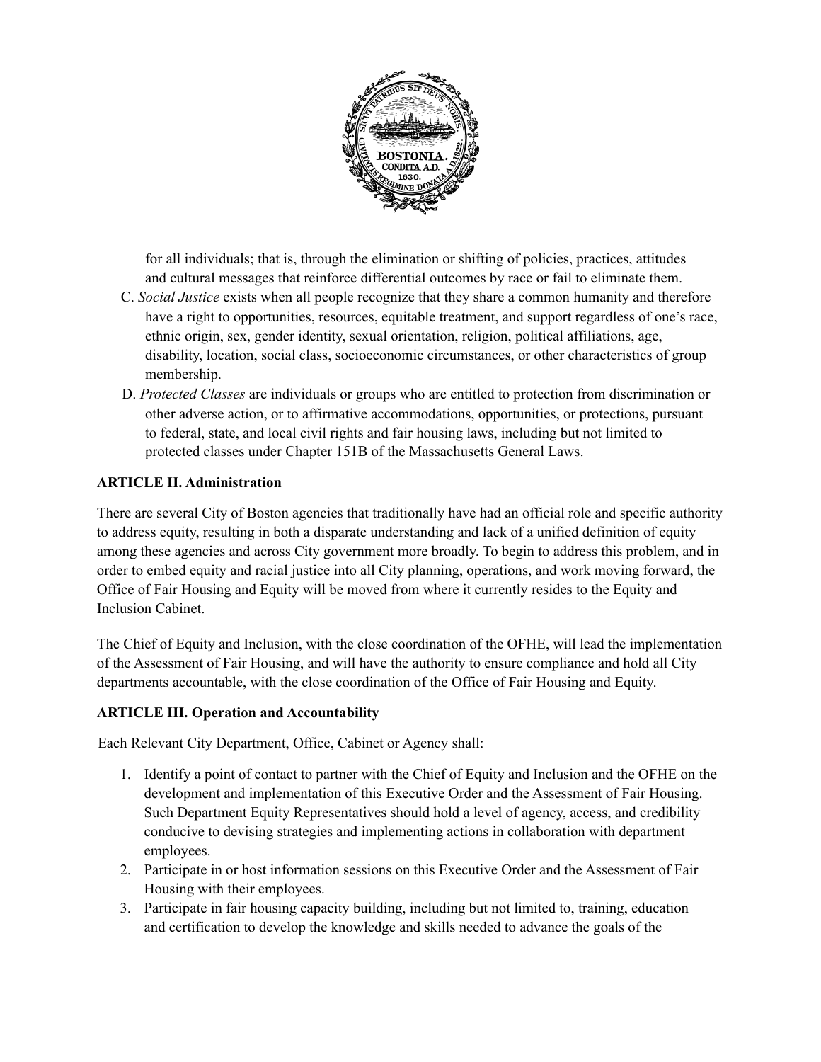for all individuals; that is, through the elimination or shifting of policies, practices, attitudes and cultural messages that reinforce differential outcomes by race or fail to eliminate them.

C. *Social Justice* exists when all people recognize that they share a common humanity and therefore have a right to opportunities, resources, equitable treatment, and support regardless of one's race, ethnic origin, sex, gender identity, sexual orientation, religion, political affiliations, age, disability, location, social class, socioeconomic circumstances, or other characteristics of group membership.

D. *Protected Classes* are individuals or groups who are entitled to protection from discrimination or other adverse action, or to affirmative accommodations, opportunities, or protections, pursuant to federal, state, and local civil rights and fair housing laws, including but not limited to protected classes under Chapter 151B of the Massachusetts General Laws.

**ARTICLE II. Administration**

There are several City of Boston agencies that traditionally have had an official role and specific authority to address equity, resulting in both a disparate understanding and lack of a unified definition of equity among these agencies and across City government more broadly. To begin to address this problem, and in order to embed equity and racial justice into all City planning, operations, and work moving forward, the Office of Fair Housing and Equity will be moved from where it currently resides to the Equity and Inclusion Cabinet.

The Chief of Equity and Inclusion, with the close coordination of the OFHE, will lead the implementation of the Assessment of Fair Housing, and will have the authority to ensure compliance and hold all City departments accountable, with the close coordination of the Office of Fair Housing and Equity.

**ARTICLE III. Operation and Accountability**

Each Relevant City Department, Office, Cabinet or Agency shall:

1. Identify a point of contact to partner with the Chief of Equity and Inclusion and the OFHE on the development and implementation of this Executive Order and the Assessment of Fair Housing. Such Department Equity Representatives should hold a level of agency, access, and credibility conducive to devising strategies and implementing actions in collaboration with department employees.
2. Participate in or host information sessions on this Executive Order and the Assessment of Fair Housing with their employees.
3. Participate in fair housing capacity building, including but not limited to, training, education and certification to develop the knowledge and skills needed to advance the goals of the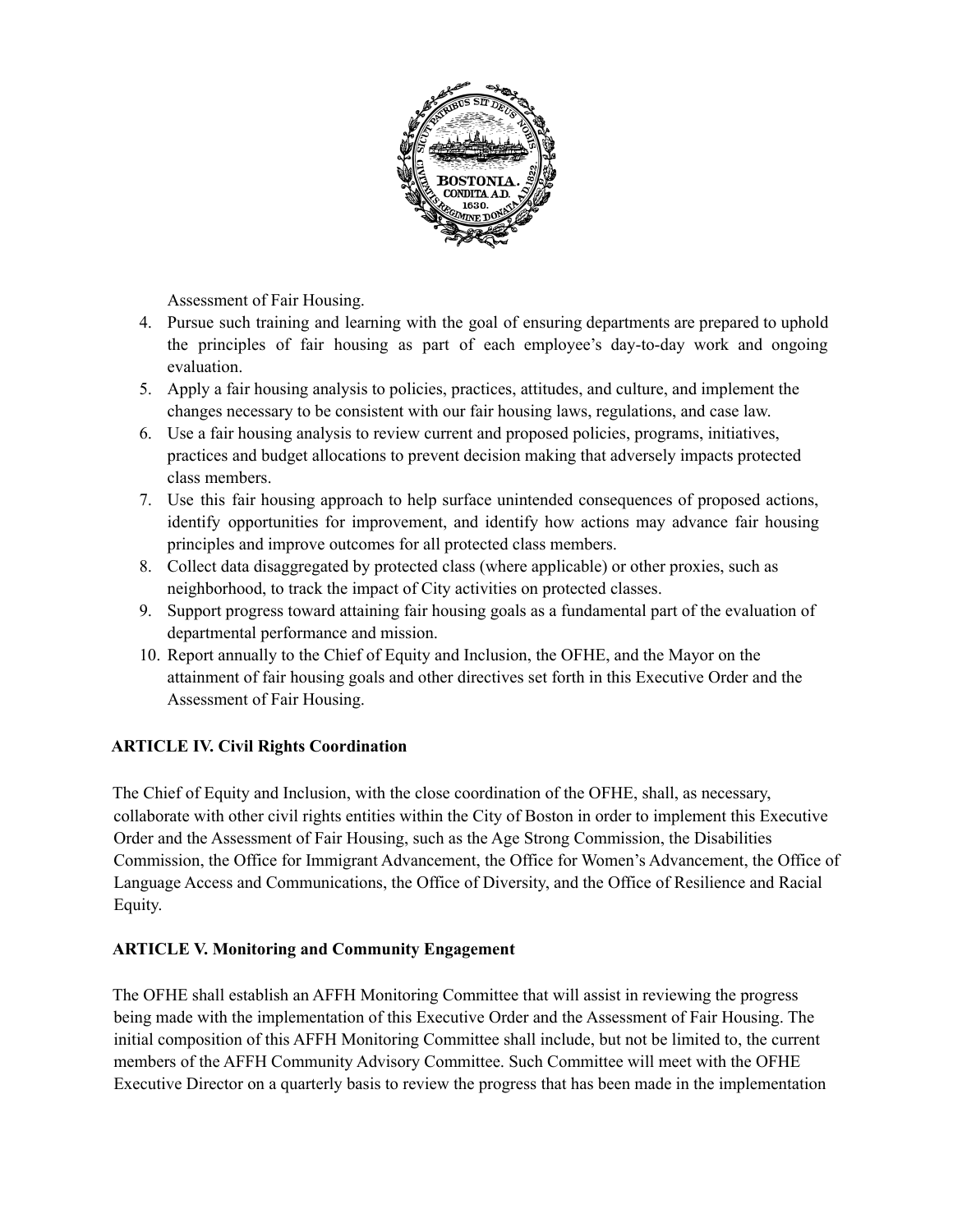Assessment of Fair Housing.

4. Pursue such training and learning with the goal of ensuring departments are prepared to uphold the principles of fair housing as part of each employee's day-to-day work and ongoing evaluation.
5. Apply a fair housing analysis to policies, practices, attitudes, and culture, and implement the changes necessary to be consistent with our fair housing laws, regulations, and case law.
6. Use a fair housing analysis to review current and proposed policies, programs, initiatives, practices and budget allocations to prevent decision making that adversely impacts protected class members.
7. Use this fair housing approach to help surface unintended consequences of proposed actions, identify opportunities for improvement, and identify how actions may advance fair housing principles and improve outcomes for all protected class members.
8. Collect data disaggregated by protected class (where applicable) or other proxies, such as neighborhood, to track the impact of City activities on protected classes.
9. Support progress toward attaining fair housing goals as a fundamental part of the evaluation of departmental performance and mission.
10. Report annually to the Chief of Equity and Inclusion, the OFHE, and the Mayor on the attainment of fair housing goals and other directives set forth in this Executive Order and the Assessment of Fair Housing.

**ARTICLE IV. Civil Rights Coordination**

The Chief of Equity and Inclusion, with the close coordination of the OFHE, shall, as necessary, collaborate with other civil rights entities within the City of Boston in order to implement this Executive Order and the Assessment of Fair Housing, such as the Age Strong Commission, the Disabilities Commission, the Office for Immigrant Advancement, the Office for Women's Advancement, the Office of Language Access and Communications, the Office of Diversity, and the Office of Resilience and Racial Equity.

**ARTICLE V. Monitoring and Community Engagement**

The OFHE shall establish an AFFH Monitoring Committee that will assist in reviewing the progress being made with the implementation of this Executive Order and the Assessment of Fair Housing. The initial composition of this AFFH Monitoring Committee shall include, but not be limited to, the current members of the AFFH Community Advisory Committee. Such Committee will meet with the OFHE Executive Director on a quarterly basis to review the progress that has been made in the implementation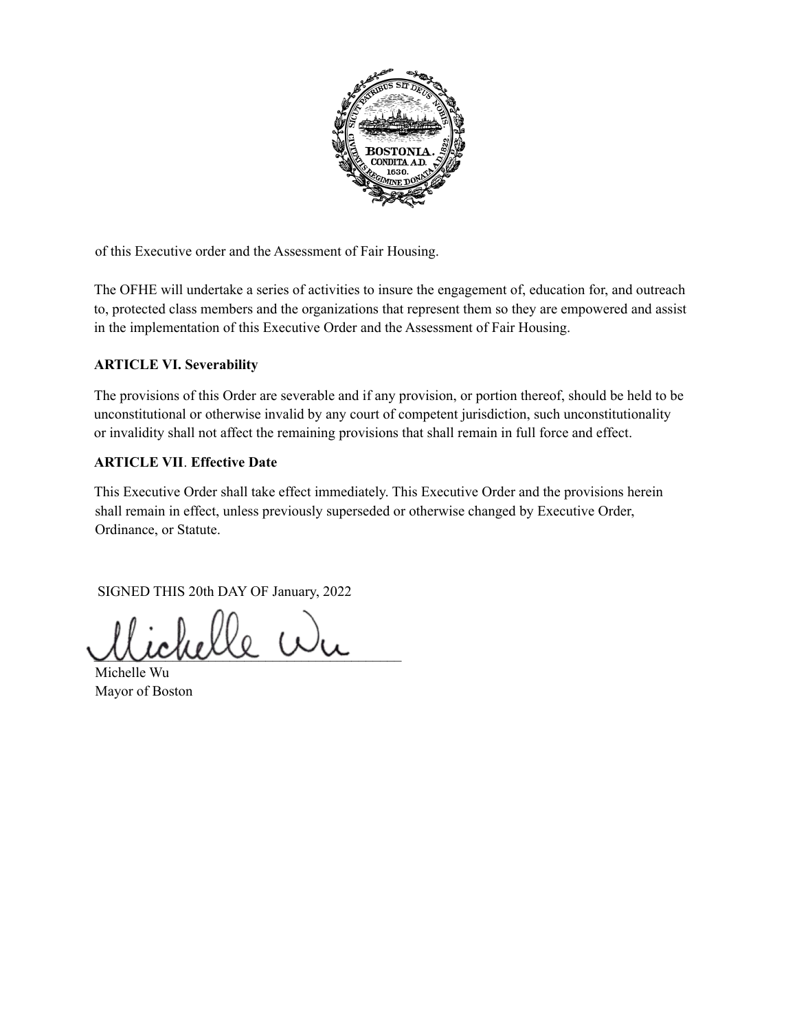of this Executive order and the Assessment of Fair Housing.

The OFHE will undertake a series of activities to insure the engagement of, education for, and outreach to, protected class members and the organizations that represent them so they are empowered and assist in the implementation of this Executive Order and the Assessment of Fair Housing.

**ARTICLE VI. Severability**

The provisions of this Order are severable and if any provision, or portion thereof, should be held to be unconstitutional or otherwise invalid by any court of competent jurisdiction, such unconstitutionality or invalidity shall not affect the remaining provisions that shall remain in full force and effect.

**ARTICLE VII**. **Effective Date**

This Executive Order shall take effect immediately. This Executive Order and the provisions herein shall remain in effect, unless previously superseded or otherwise changed by Executive Order, Ordinance, or Statute.

SIGNED THIS 20th DAY OF January, 2022

Michelle Wu
Mayor of Boston